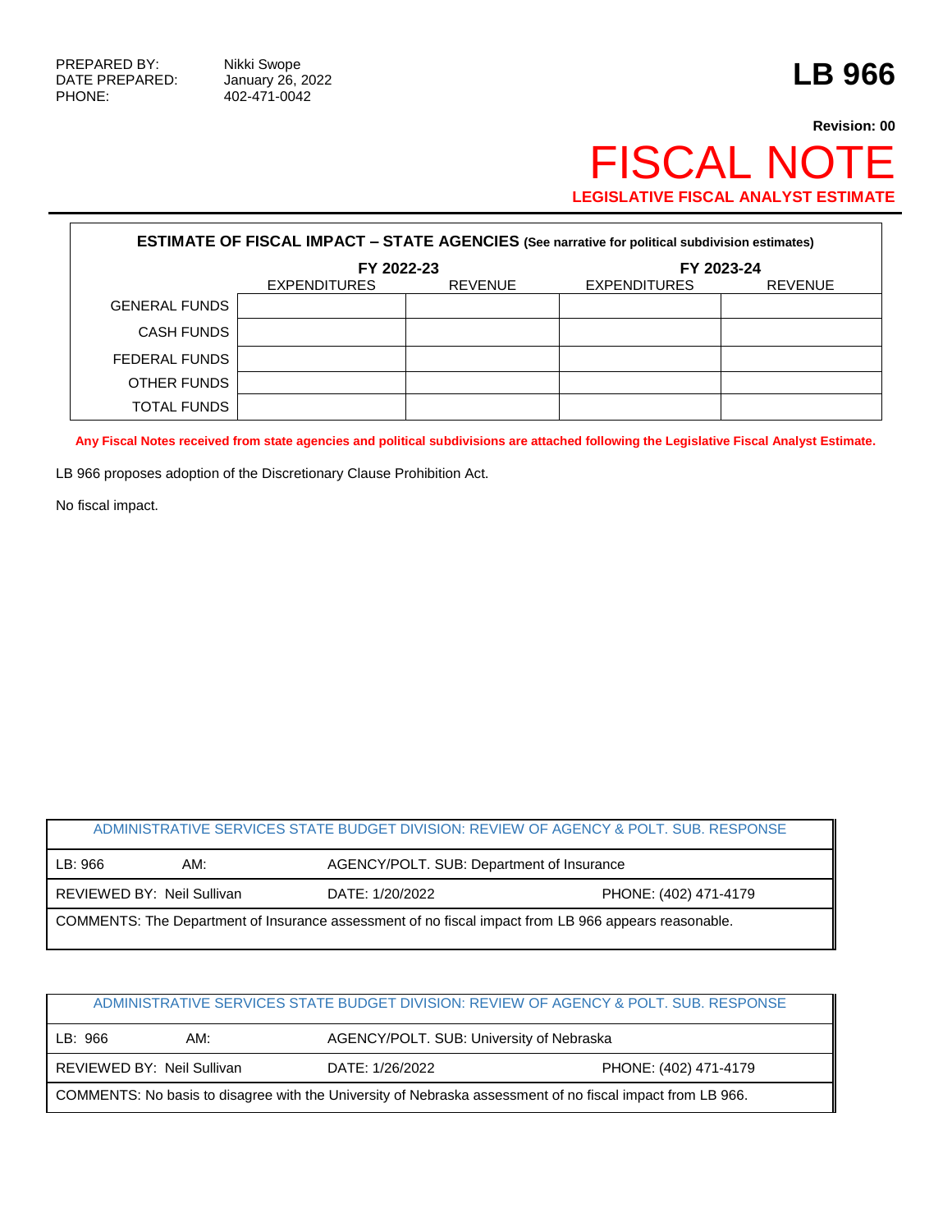PREPARED BY: Nikki Swope
DATE PREPARED: January 26, 2022
PHONE: 402-471-0042

# LB 966

**Revision: 00**

# FISCAL NOTE

**LEGISLATIVE FISCAL ANALYST ESTIMATE**

**ESTIMATE OF FISCAL IMPACT – STATE AGENCIES (See narrative for political subdivision estimates)**

| | FY 2022-23 | | FY 2023-24 | |
|---|---|---|---|---|
| | EXPENDITURES | REVENUE | EXPENDITURES | REVENUE |
| GENERAL FUNDS | | | | |
| CASH FUNDS | | | | |
| FEDERAL FUNDS | | | | |
| OTHER FUNDS | | | | |
| TOTAL FUNDS | | | | |

**Any Fiscal Notes received from state agencies and political subdivisions are attached following the Legislative Fiscal Analyst Estimate.**

LB 966 proposes adoption of the Discretionary Clause Prohibition Act.

No fiscal impact.

| ADMINISTRATIVE SERVICES STATE BUDGET DIVISION: REVIEW OF AGENCY & POLT. SUB. RESPONSE | | | |
|---|---|---|---|
| LB: 966 | AM: | AGENCY/POLT. SUB: Department of Insurance | |
| REVIEWED BY: Neil Sullivan | | DATE: 1/20/2022 | PHONE: (402) 471-4179 |
| COMMENTS: The Department of Insurance assessment of no fiscal impact from LB 966 appears reasonable. | | | |

| ADMINISTRATIVE SERVICES STATE BUDGET DIVISION: REVIEW OF AGENCY & POLT. SUB. RESPONSE | | | |
|---|---|---|---|
| LB: 966 | AM: | AGENCY/POLT. SUB: University of Nebraska | |
| REVIEWED BY: Neil Sullivan | | DATE: 1/26/2022 | PHONE: (402) 471-4179 |
| COMMENTS: No basis to disagree with the University of Nebraska assessment of no fiscal impact from LB 966. | | | |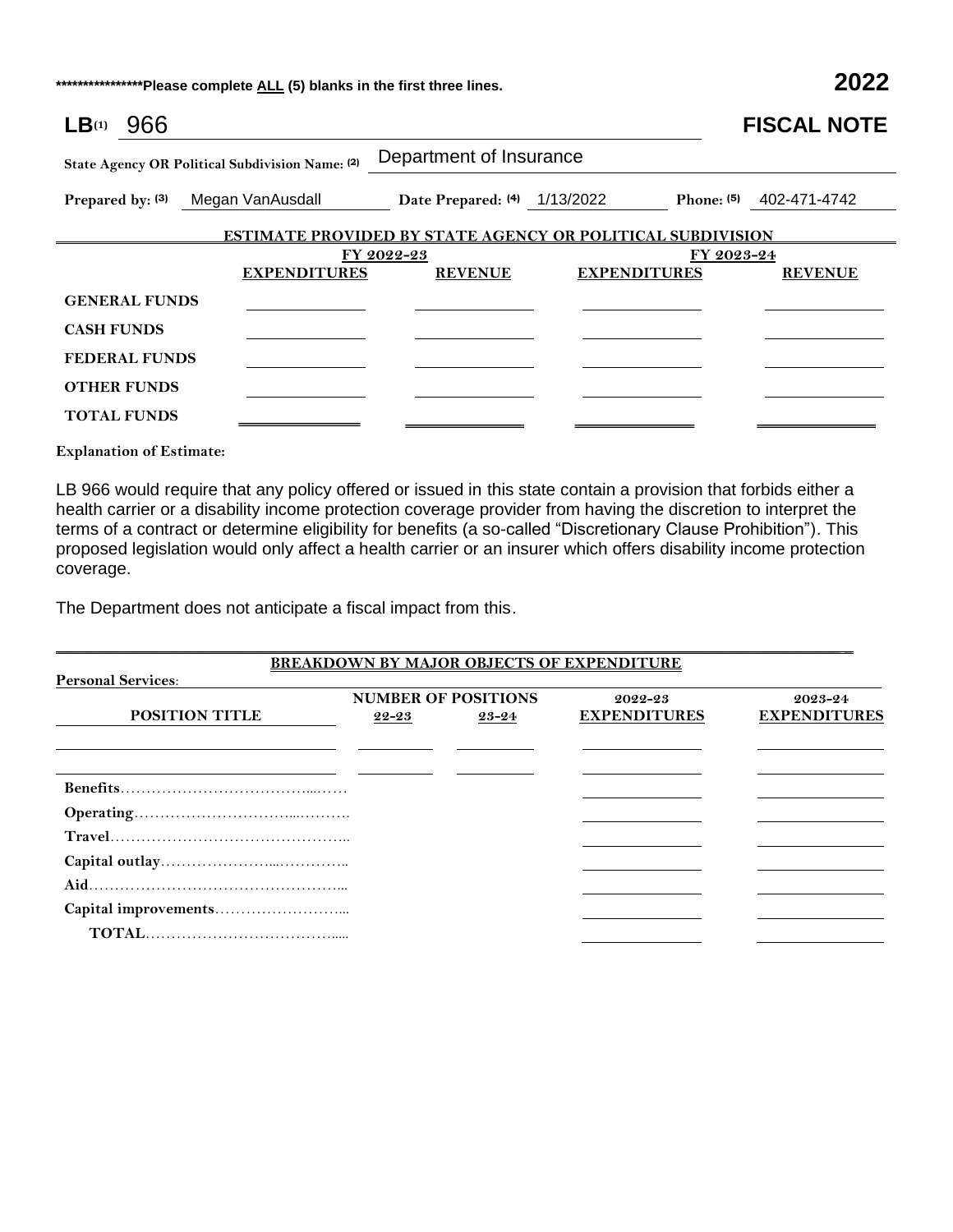*****************Please complete ALL (5) blanks in the first three lines. **2022**

# LB(1) 966 FISCAL NOTE

**State Agency OR Political Subdivision Name: (2)** Department of Insurance

**Prepared by: (3)** Megan VanAusdall **Date Prepared: (4)** 1/13/2022 **Phone: (5)** 402-471-4742

**ESTIMATE PROVIDED BY STATE AGENCY OR POLITICAL SUBDIVISION**

| | FY 2022-23 | | FY 2023-24 | |
|---|---|---|---|---|
| | **EXPENDITURES** | **REVENUE** | **EXPENDITURES** | **REVENUE** |
| **GENERAL FUNDS** | | | | |
| **CASH FUNDS** | | | | |
| **FEDERAL FUNDS** | | | | |
| **OTHER FUNDS** | | | | |
| **TOTAL FUNDS** | | | | |

**Explanation of Estimate:**

LB 966 would require that any policy offered or issued in this state contain a provision that forbids either a health carrier or a disability income protection coverage provider from having the discretion to interpret the terms of a contract or determine eligibility for benefits (a so-called "Discretionary Clause Prohibition"). This proposed legislation would only affect a health carrier or an insurer which offers disability income protection coverage.

The Department does not anticipate a fiscal impact from this.

**BREAKDOWN BY MAJOR OBJECTS OF EXPENDITURE**

**Personal Services:**

| POSITION TITLE | NUMBER OF POSITIONS 22-23 | NUMBER OF POSITIONS 23-24 | 2022-23 EXPENDITURES | 2023-24 EXPENDITURES |
|---|---|---|---|---|
| | | | | |
| | | | | |
| **Benefits** | | | | |
| **Operating** | | | | |
| **Travel** | | | | |
| **Capital outlay** | | | | |
| **Aid** | | | | |
| **Capital improvements** | | | | |
| **TOTAL** | | | | |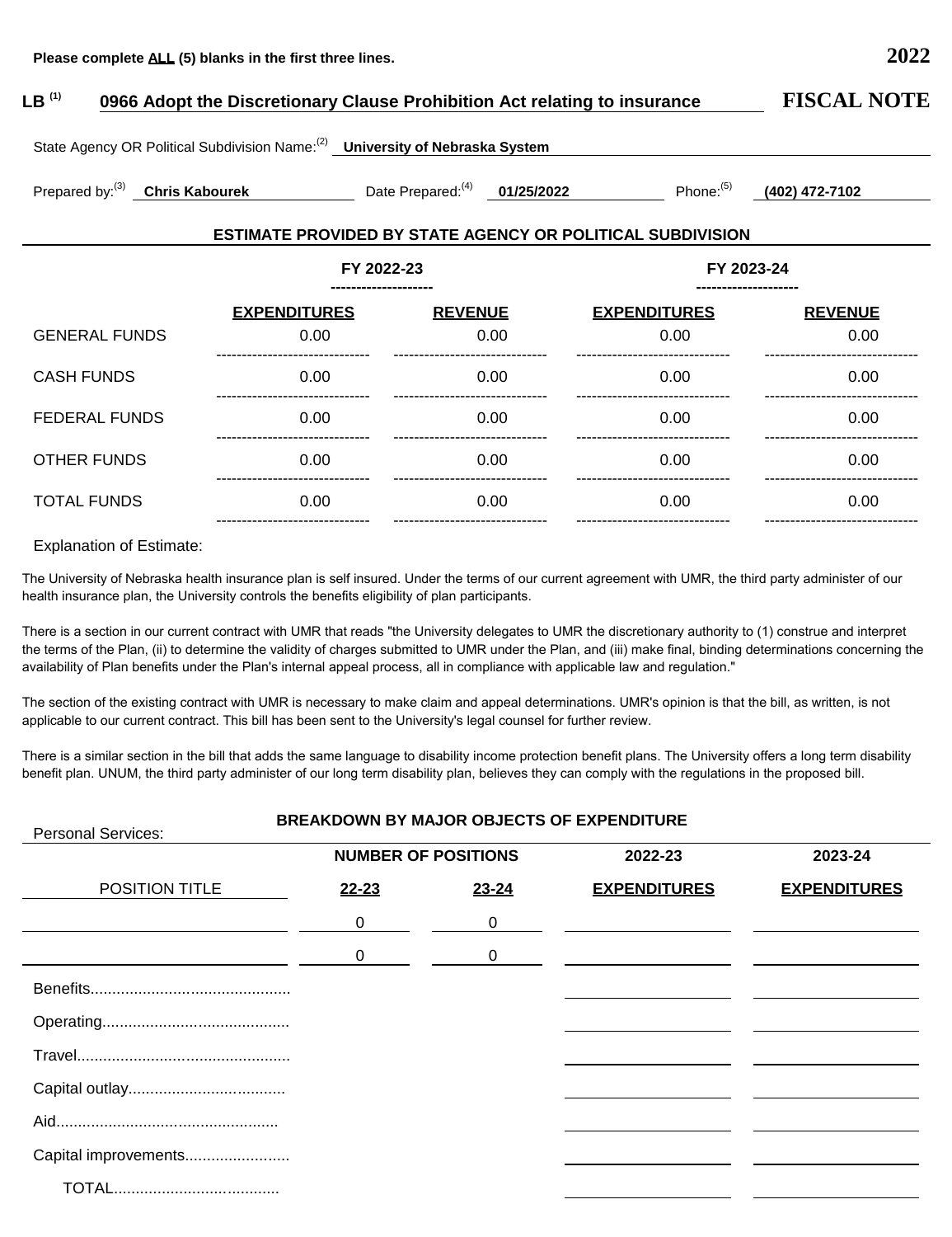Please complete **ALL** (5) blanks in the first three lines.

**2022**

**LB [(1)] 0966 Adopt the Discretionary Clause Prohibition Act relating to insurance**

**FISCAL NOTE**

State Agency OR Political Subdivision Name:[(2)] **University of Nebraska System**

Prepared by:[(3)] **Chris Kabourek** Date Prepared:[(4)] **01/25/2022** Phone:[(5)] **(402) 472-7102**

**ESTIMATE PROVIDED BY STATE AGENCY OR POLITICAL SUBDIVISION**

| | FY 2022-23 | | FY 2023-24 | |
|---|---|---|---|---|
| | **EXPENDITURES** | **REVENUE** | **EXPENDITURES** | **REVENUE** |
| GENERAL FUNDS | 0.00 | 0.00 | 0.00 | 0.00 |
| CASH FUNDS | 0.00 | 0.00 | 0.00 | 0.00 |
| FEDERAL FUNDS | 0.00 | 0.00 | 0.00 | 0.00 |
| OTHER FUNDS | 0.00 | 0.00 | 0.00 | 0.00 |
| TOTAL FUNDS | 0.00 | 0.00 | 0.00 | 0.00 |

Explanation of Estimate:

The University of Nebraska health insurance plan is self insured. Under the terms of our current agreement with UMR, the third party administer of our health insurance plan, the University controls the benefits eligibility of plan participants.

There is a section in our current contract with UMR that reads "the University delegates to UMR the discretionary authority to (1) construe and interpret the terms of the Plan, (ii) to determine the validity of charges submitted to UMR under the Plan, and (iii) make final, binding determinations concerning the availability of Plan benefits under the Plan's internal appeal process, all in compliance with applicable law and regulation."

The section of the existing contract with UMR is necessary to make claim and appeal determinations. UMR's opinion is that the bill, as written, is not applicable to our current contract. This bill has been sent to the University's legal counsel for further review.

There is a similar section in the bill that adds the same language to disability income protection benefit plans. The University offers a long term disability benefit plan. UNUM, the third party administer of our long term disability plan, believes they can comply with the regulations in the proposed bill.

**BREAKDOWN BY MAJOR OBJECTS OF EXPENDITURE**

Personal Services:

| POSITION TITLE | NUMBER OF POSITIONS 22-23 | 23-24 | 2022-23 EXPENDITURES | 2023-24 EXPENDITURES |
|---|---|---|---|---|
| | 0 | 0 | | |
| | 0 | 0 | | |
| Benefits | | | | |
| Operating | | | | |
| Travel | | | | |
| Capital outlay | | | | |
| Aid | | | | |
| Capital improvements | | | | |
| TOTAL | | | | |